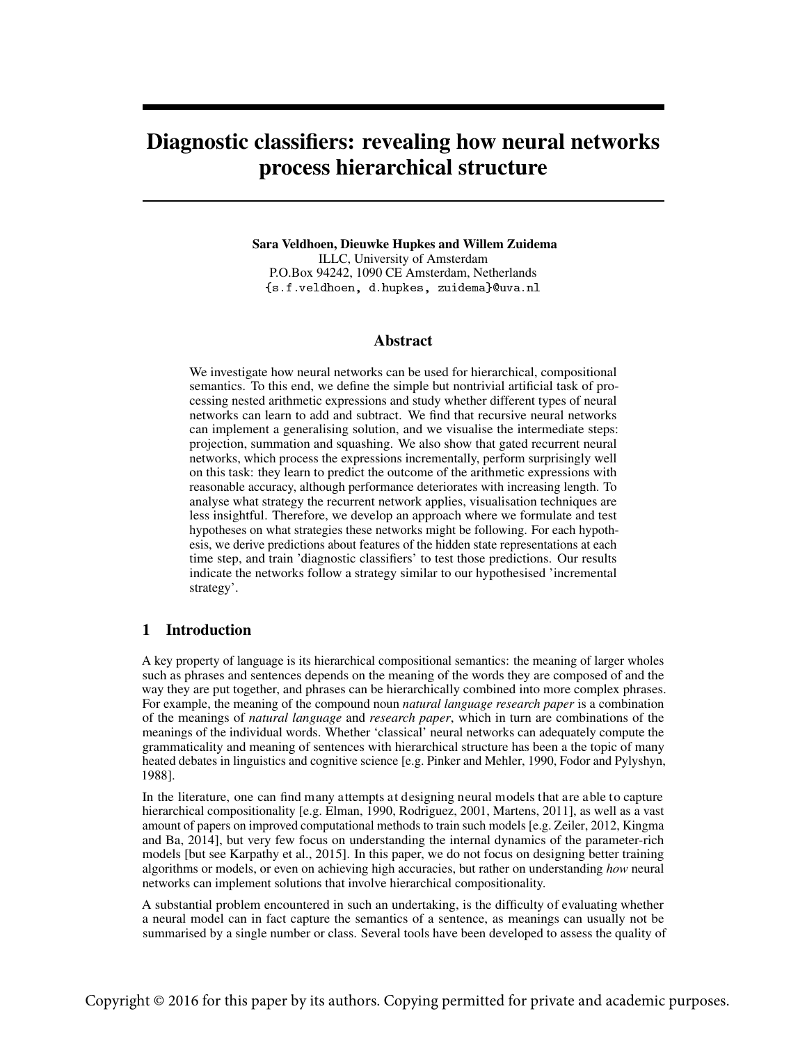# Diagnostic classifiers: revealing how neural networks process hierarchical structure

**Sara Veldhoen, Dieuwke Hupkes and Willem Zuidema**
ILLC, University of Amsterdam
P.O.Box 94242, 1090 CE Amsterdam, Netherlands
{s.f.veldhoen, d.hupkes, zuidema}@uva.nl

## Abstract

We investigate how neural networks can be used for hierarchical, compositional semantics. To this end, we define the simple but nontrivial artificial task of processing nested arithmetic expressions and study whether different types of neural networks can learn to add and subtract. We find that recursive neural networks can implement a generalising solution, and we visualise the intermediate steps: projection, summation and squashing. We also show that gated recurrent neural networks, which process the expressions incrementally, perform surprisingly well on this task: they learn to predict the outcome of the arithmetic expressions with reasonable accuracy, although performance deteriorates with increasing length. To analyse what strategy the recurrent network applies, visualisation techniques are less insightful. Therefore, we develop an approach where we formulate and test hypotheses on what strategies these networks might be following. For each hypothesis, we derive predictions about features of the hidden state representations at each time step, and train 'diagnostic classifiers' to test those predictions. Our results indicate the networks follow a strategy similar to our hypothesised 'incremental strategy'.

## 1 Introduction

A key property of language is its hierarchical compositional semantics: the meaning of larger wholes such as phrases and sentences depends on the meaning of the words they are composed of and the way they are put together, and phrases can be hierarchically combined into more complex phrases. For example, the meaning of the compound noun *natural language research paper* is a combination of the meanings of *natural language* and *research paper*, which in turn are combinations of the meanings of the individual words. Whether 'classical' neural networks can adequately compute the grammaticality and meaning of sentences with hierarchical structure has been a the topic of many heated debates in linguistics and cognitive science [e.g. Pinker and Mehler, 1990, Fodor and Pylyshyn, 1988].

In the literature, one can find many attempts at designing neural models that are able to capture hierarchical compositionality [e.g. Elman, 1990, Rodriguez, 2001, Martens, 2011], as well as a vast amount of papers on improved computational methods to train such models [e.g. Zeiler, 2012, Kingma and Ba, 2014], but very few focus on understanding the internal dynamics of the parameter-rich models [but see Karpathy et al., 2015]. In this paper, we do not focus on designing better training algorithms or models, or even on achieving high accuracies, but rather on understanding *how* neural networks can implement solutions that involve hierarchical compositionality.

A substantial problem encountered in such an undertaking, is the difficulty of evaluating whether a neural model can in fact capture the semantics of a sentence, as meanings can usually not be summarised by a single number or class. Several tools have been developed to assess the quality of

Copyright © 2016 for this paper by its authors. Copying permitted for private and academic purposes.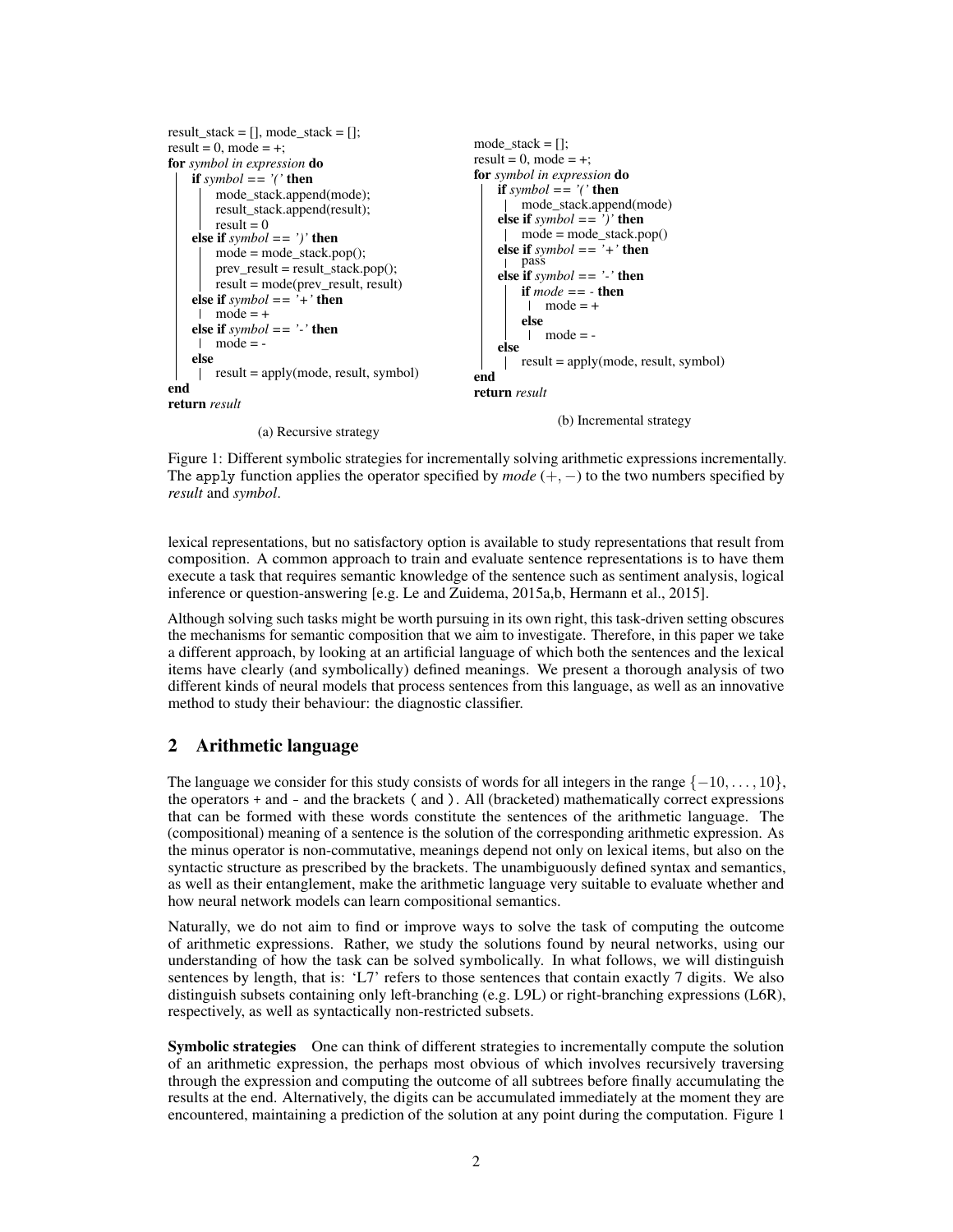```
result_stack = [], mode_stack = [];
result = 0, mode = +;
for symbol in expression do
    if symbol == '(' then
        mode_stack.append(mode);
        result_stack.append(result);
        result = 0
    else if symbol == ')' then
        mode = mode_stack.pop();
        prev_result = result_stack.pop();
        result = mode(prev_result, result)
    else if symbol == '+' then
        mode = +
    else if symbol == '-' then
        mode = -
    else
        result = apply(mode, result, symbol)
end
return result
```

(a) Recursive strategy

```
mode_stack = [];
result = 0, mode = +;
for symbol in expression do
    if symbol == '(' then
        mode_stack.append(mode)
    else if symbol == ')' then
        mode = mode_stack.pop()
    else if symbol == '+' then
        pass
    else if symbol == '-' then
        if mode == - then
            mode = +
        else
            mode = -
    else
        result = apply(mode, result, symbol)
end
return result
```

(b) Incremental strategy

Figure 1: Different symbolic strategies for incrementally solving arithmetic expressions incrementally. The `apply` function applies the operator specified by *mode* $(+, -)$ to the two numbers specified by *result* and *symbol*.

lexical representations, but no satisfactory option is available to study representations that result from composition. A common approach to train and evaluate sentence representations is to have them execute a task that requires semantic knowledge of the sentence such as sentiment analysis, logical inference or question-answering [e.g. Le and Zuidema, 2015a,b, Hermann et al., 2015].

Although solving such tasks might be worth pursuing in its own right, this task-driven setting obscures the mechanisms for semantic composition that we aim to investigate. Therefore, in this paper we take a different approach, by looking at an artificial language of which both the sentences and the lexical items have clearly (and symbolically) defined meanings. We present a thorough analysis of two different kinds of neural models that process sentences from this language, as well as an innovative method to study their behaviour: the diagnostic classifier.

## 2 Arithmetic language

The language we consider for this study consists of words for all integers in the range $\{-10, \ldots, 10\}$, the operators + and - and the brackets ( and ). All (bracketed) mathematically correct expressions that can be formed with these words constitute the sentences of the arithmetic language. The (compositional) meaning of a sentence is the solution of the corresponding arithmetic expression. As the minus operator is non-commutative, meanings depend not only on lexical items, but also on the syntactic structure as prescribed by the brackets. The unambiguously defined syntax and semantics, as well as their entanglement, make the arithmetic language very suitable to evaluate whether and how neural network models can learn compositional semantics.

Naturally, we do not aim to find or improve ways to solve the task of computing the outcome of arithmetic expressions. Rather, we study the solutions found by neural networks, using our understanding of how the task can be solved symbolically. In what follows, we will distinguish sentences by length, that is: 'L7' refers to those sentences that contain exactly 7 digits. We also distinguish subsets containing only left-branching (e.g. L9L) or right-branching expressions (L6R), respectively, as well as syntactically non-restricted subsets.

**Symbolic strategies** One can think of different strategies to incrementally compute the solution of an arithmetic expression, the perhaps most obvious of which involves recursively traversing through the expression and computing the outcome of all subtrees before finally accumulating the results at the end. Alternatively, the digits can be accumulated immediately at the moment they are encountered, maintaining a prediction of the solution at any point during the computation. Figure 1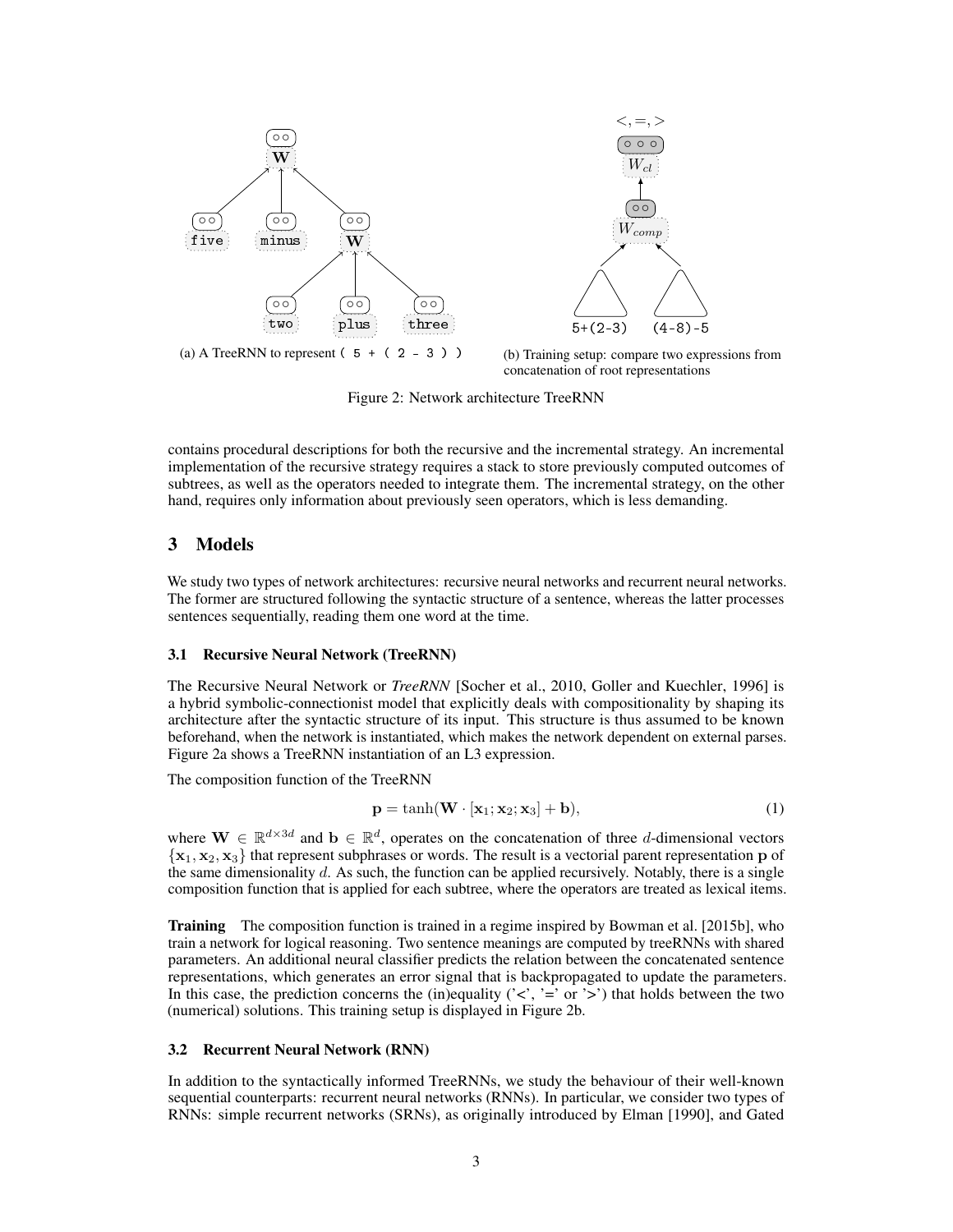(a) A TreeRNN to represent ( 5 + ( 2 - 3 ) )

(b) Training setup: compare two expressions from concatenation of root representations

Figure 2: Network architecture TreeRNN

contains procedural descriptions for both the recursive and the incremental strategy. An incremental implementation of the recursive strategy requires a stack to store previously computed outcomes of subtrees, as well as the operators needed to integrate them. The incremental strategy, on the other hand, requires only information about previously seen operators, which is less demanding.

## 3 Models

We study two types of network architectures: recursive neural networks and recurrent neural networks. The former are structured following the syntactic structure of a sentence, whereas the latter processes sentences sequentially, reading them one word at the time.

### 3.1 Recursive Neural Network (TreeRNN)

The Recursive Neural Network or *TreeRNN* [Socher et al., 2010, Goller and Kuechler, 1996] is a hybrid symbolic-connectionist model that explicitly deals with compositionality by shaping its architecture after the syntactic structure of its input. This structure is thus assumed to be known beforehand, when the network is instantiated, which makes the network dependent on external parses. Figure 2a shows a TreeRNN instantiation of an L3 expression.

The composition function of the TreeRNN

$$\mathbf{p} = \tanh(\mathbf{W} \cdot [\mathbf{x}_1; \mathbf{x}_2; \mathbf{x}_3] + \mathbf{b}), \tag{1}$$

where $\mathbf{W} \in \mathbb{R}^{d \times 3d}$ and $\mathbf{b} \in \mathbb{R}^d$, operates on the concatenation of three $d$-dimensional vectors $\{\mathbf{x}_1, \mathbf{x}_2, \mathbf{x}_3\}$ that represent subphrases or words. The result is a vectorial parent representation $\mathbf{p}$ of the same dimensionality $d$. As such, the function can be applied recursively. Notably, there is a single composition function that is applied for each subtree, where the operators are treated as lexical items.

**Training** The composition function is trained in a regime inspired by Bowman et al. [2015b], who train a network for logical reasoning. Two sentence meanings are computed by treeRNNs with shared parameters. An additional neural classifier predicts the relation between the concatenated sentence representations, which generates an error signal that is backpropagated to update the parameters. In this case, the prediction concerns the (in)equality ('<', '=' or '>') that holds between the two (numerical) solutions. This training setup is displayed in Figure 2b.

### 3.2 Recurrent Neural Network (RNN)

In addition to the syntactically informed TreeRNNs, we study the behaviour of their well-known sequential counterparts: recurrent neural networks (RNNs). In particular, we consider two types of RNNs: simple recurrent networks (SRNs), as originally introduced by Elman [1990], and Gated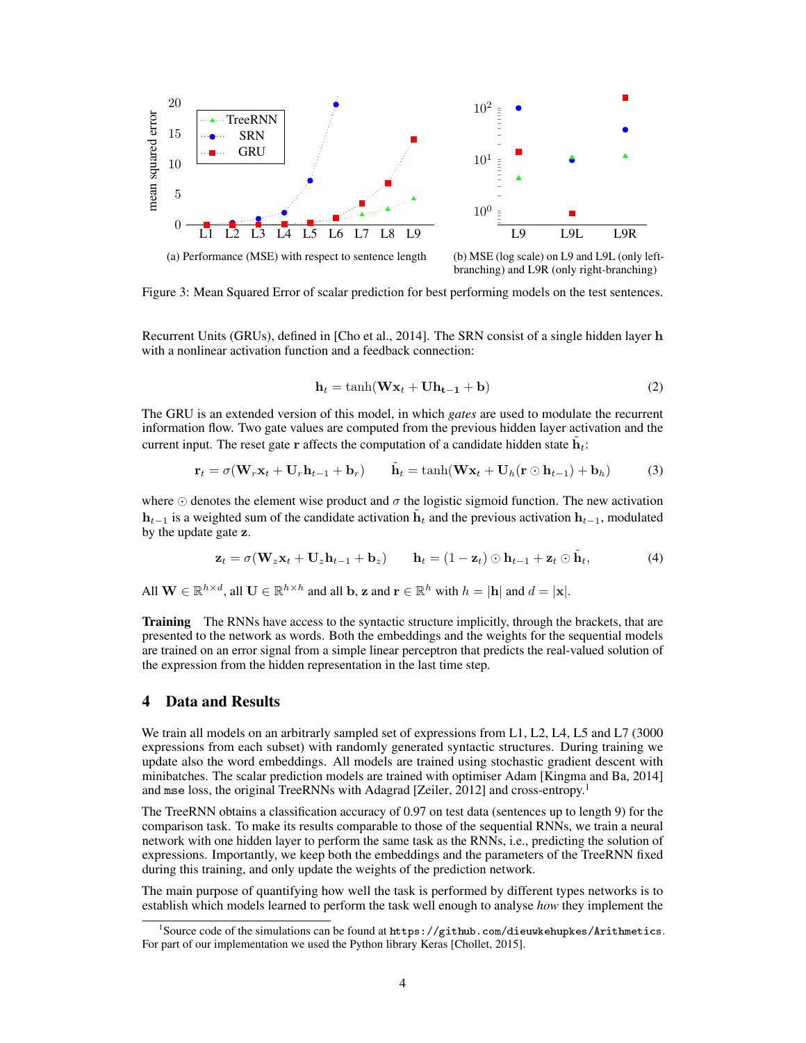(a) Performance (MSE) with respect to sentence length

(b) MSE (log scale) on L9 and L9L (only left-branching) and L9R (only right-branching)

Figure 3: Mean Squared Error of scalar prediction for best performing models on the test sentences.

Recurrent Units (GRUs), defined in [Cho et al., 2014]. The SRN consist of a single hidden layer $\mathbf{h}$ with a nonlinear activation function and a feedback connection:

$$\mathbf{h}_t = \tanh(\mathbf{W}\mathbf{x}_t + \mathbf{U}\mathbf{h}_{\mathbf{t-1}} + \mathbf{b}) \tag{2}$$

The GRU is an extended version of this model, in which *gates* are used to modulate the recurrent information flow. Two gate values are computed from the previous hidden layer activation and the current input. The reset gate $\mathbf{r}$ affects the computation of a candidate hidden state $\tilde{\mathbf{h}}_t$:

$$\mathbf{r}_t = \sigma(\mathbf{W}_r\mathbf{x}_t + \mathbf{U}_r\mathbf{h}_{t-1} + \mathbf{b}_r) \qquad \tilde{\mathbf{h}}_t = \tanh(\mathbf{W}\mathbf{x}_t + \mathbf{U}_h(\mathbf{r} \odot \mathbf{h}_{t-1}) + \mathbf{b}_h) \tag{3}$$

where $\odot$ denotes the element wise product and $\sigma$ the logistic sigmoid function. The new activation $\mathbf{h}_{t-1}$ is a weighted sum of the candidate activation $\tilde{\mathbf{h}}_t$ and the previous activation $\mathbf{h}_{t-1}$, modulated by the update gate $\mathbf{z}$.

$$\mathbf{z}_t = \sigma(\mathbf{W}_z\mathbf{x}_t + \mathbf{U}_z\mathbf{h}_{t-1} + \mathbf{b}_z) \qquad \mathbf{h}_t = (1 - \mathbf{z}_t) \odot \mathbf{h}_{t-1} + \mathbf{z}_t \odot \tilde{\mathbf{h}}_t, \tag{4}$$

All $\mathbf{W} \in \mathbb{R}^{h \times d}$, all $\mathbf{U} \in \mathbb{R}^{h \times h}$ and all $\mathbf{b}$, $\mathbf{z}$ and $\mathbf{r} \in \mathbb{R}^h$ with $h = |\mathbf{h}|$ and $d = |\mathbf{x}|$.

**Training** The RNNs have access to the syntactic structure implicitly, through the brackets, that are presented to the network as words. Both the embeddings and the weights for the sequential models are trained on an error signal from a simple linear perceptron that predicts the real-valued solution of the expression from the hidden representation in the last time step.

## 4 Data and Results

We train all models on an arbitrarly sampled set of expressions from L1, L2, L4, L5 and L7 (3000 expressions from each subset) with randomly generated syntactic structures. During training we update also the word embeddings. All models are trained using stochastic gradient descent with minibatches. The scalar prediction models are trained with optimiser Adam [Kingma and Ba, 2014] and `mse` loss, the original TreeRNNs with Adagrad [Zeiler, 2012] and cross-entropy.[1]

The TreeRNN obtains a classification accuracy of 0.97 on test data (sentences up to length 9) for the comparison task. To make its results comparable to those of the sequential RNNs, we train a neural network with one hidden layer to perform the same task as the RNNs, i.e., predicting the solution of expressions. Importantly, we keep both the embeddings and the parameters of the TreeRNN fixed during this training, and only update the weights of the prediction network.

The main purpose of quantifying how well the task is performed by different types networks is to establish which models learned to perform the task well enough to analyse *how* they implement the

[1] Source code of the simulations can be found at `https://github.com/dieuwkehupkes/Arithmetics`. For part of our implementation we used the Python library Keras [Chollet, 2015].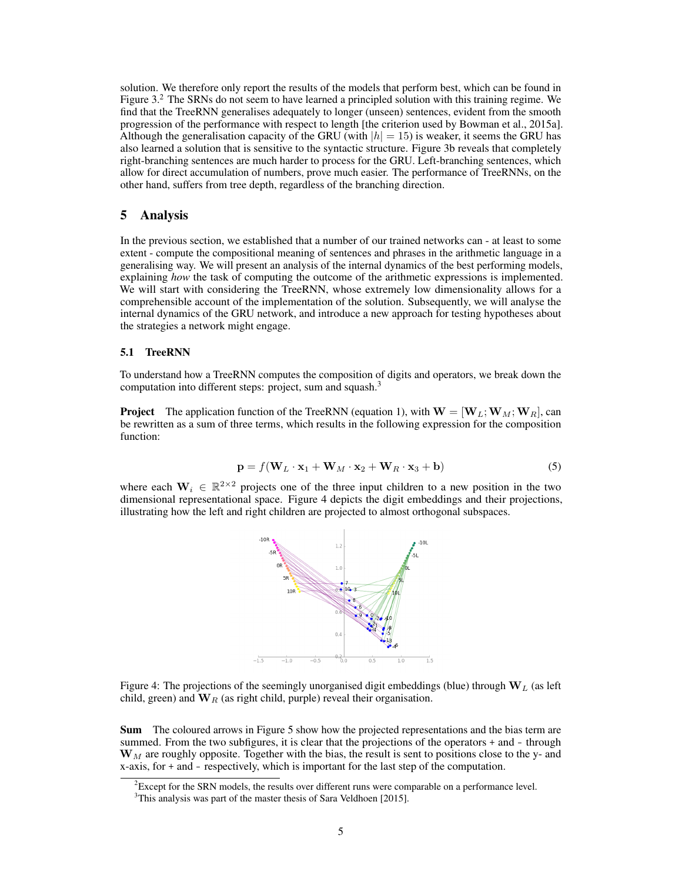solution. We therefore only report the results of the models that perform best, which can be found in Figure 3.[2] The SRNs do not seem to have learned a principled solution with this training regime. We find that the TreeRNN generalises adequately to longer (unseen) sentences, evident from the smooth progression of the performance with respect to length [the criterion used by Bowman et al., 2015a]. Although the generalisation capacity of the GRU (with $|h| = 15$) is weaker, it seems the GRU has also learned a solution that is sensitive to the syntactic structure. Figure 3b reveals that completely right-branching sentences are much harder to process for the GRU. Left-branching sentences, which allow for direct accumulation of numbers, prove much easier. The performance of TreeRNNs, on the other hand, suffers from tree depth, regardless of the branching direction.

## 5 Analysis

In the previous section, we established that a number of our trained networks can - at least to some extent - compute the compositional meaning of sentences and phrases in the arithmetic language in a generalising way. We will present an analysis of the internal dynamics of the best performing models, explaining *how* the task of computing the outcome of the arithmetic expressions is implemented. We will start with considering the TreeRNN, whose extremely low dimensionality allows for a comprehensible account of the implementation of the solution. Subsequently, we will analyse the internal dynamics of the GRU network, and introduce a new approach for testing hypotheses about the strategies a network might engage.

### 5.1 TreeRNN

To understand how a TreeRNN computes the composition of digits and operators, we break down the computation into different steps: project, sum and squash.[3]

**Project** The application function of the TreeRNN (equation 1), with $\mathbf{W} = [\mathbf{W}_L; \mathbf{W}_M; \mathbf{W}_R]$, can be rewritten as a sum of three terms, which results in the following expression for the composition function:

$$\mathbf{p} = f(\mathbf{W}_L \cdot \mathbf{x}_1 + \mathbf{W}_M \cdot \mathbf{x}_2 + \mathbf{W}_R \cdot \mathbf{x}_3 + \mathbf{b}) \tag{5}$$

where each $\mathbf{W}_i \in \mathbb{R}^{2\times 2}$ projects one of the three input children to a new position in the two dimensional representational space. Figure 4 depicts the digit embeddings and their projections, illustrating how the left and right children are projected to almost orthogonal subspaces.

Figure 4: The projections of the seemingly unorganised digit embeddings (blue) through $\mathbf{W}_L$ (as left child, green) and $\mathbf{W}_R$ (as right child, purple) reveal their organisation.

**Sum** The coloured arrows in Figure 5 show how the projected representations and the bias term are summed. From the two subfigures, it is clear that the projections of the operators + and - through $\mathbf{W}_M$ are roughly opposite. Together with the bias, the result is sent to positions close to the y- and x-axis, for + and -, respectively, which is important for the last step of the computation.

[2] Except for the SRN models, the results over different runs were comparable on a performance level.

[3] This analysis was part of the master thesis of Sara Veldhoen [2015].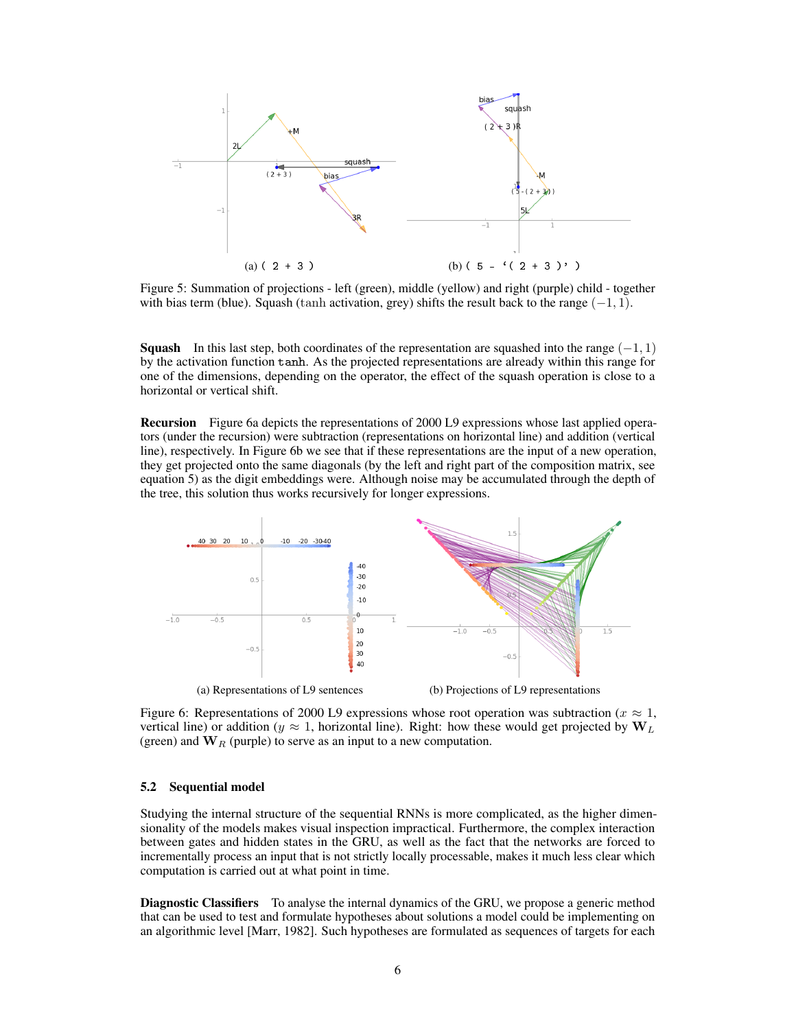(a) ( 2 + 3 )

(b) ( 5 - '( 2 + 3 )' )

Figure 5: Summation of projections - left (green), middle (yellow) and right (purple) child - together with bias term (blue). Squash (tanh activation, grey) shifts the result back to the range $(-1, 1)$.

**Squash** In this last step, both coordinates of the representation are squashed into the range $(-1, 1)$ by the activation function `tanh`. As the projected representations are already within this range for one of the dimensions, depending on the operator, the effect of the squash operation is close to a horizontal or vertical shift.

**Recursion** Figure 6a depicts the representations of 2000 L9 expressions whose last applied operators (under the recursion) were subtraction (representations on horizontal line) and addition (vertical line), respectively. In Figure 6b we see that if these representations are the input of a new operation, they get projected onto the same diagonals (by the left and right part of the composition matrix, see equation 5) as the digit embeddings were. Although noise may be accumulated through the depth of the tree, this solution thus works recursively for longer expressions.

(a) Representations of L9 sentences

(b) Projections of L9 representations

Figure 6: Representations of 2000 L9 expressions whose root operation was subtraction ($x \approx 1$, vertical line) or addition ($y \approx 1$, horizontal line). Right: how these would get projected by $\mathbf{W}_L$ (green) and $\mathbf{W}_R$ (purple) to serve as an input to a new computation.

### 5.2 Sequential model

Studying the internal structure of the sequential RNNs is more complicated, as the higher dimensionality of the models makes visual inspection impractical. Furthermore, the complex interaction between gates and hidden states in the GRU, as well as the fact that the networks are forced to incrementally process an input that is not strictly locally processable, makes it much less clear which computation is carried out at what point in time.

**Diagnostic Classifiers** To analyse the internal dynamics of the GRU, we propose a generic method that can be used to test and formulate hypotheses about solutions a model could be implementing on an algorithmic level [Marr, 1982]. Such hypotheses are formulated as sequences of targets for each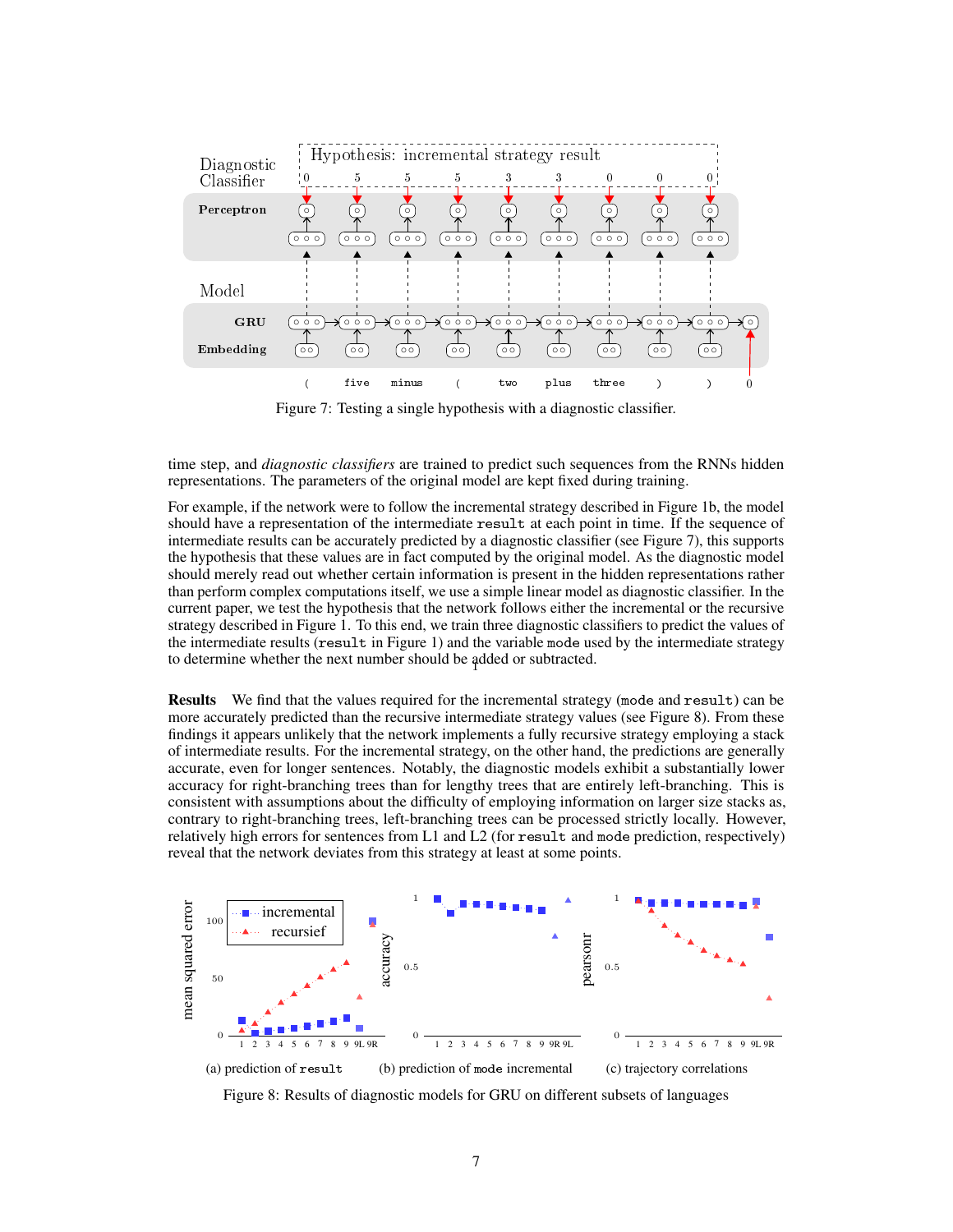Figure 7: Testing a single hypothesis with a diagnostic classifier.

time step, and *diagnostic classifiers* are trained to predict such sequences from the RNNs hidden representations. The parameters of the original model are kept fixed during training.

For example, if the network were to follow the incremental strategy described in Figure 1b, the model should have a representation of the intermediate `result` at each point in time. If the sequence of intermediate results can be accurately predicted by a diagnostic classifier (see Figure 7), this supports the hypothesis that these values are in fact computed by the original model. As the diagnostic model should merely read out whether certain information is present in the hidden representations rather than perform complex computations itself, we use a simple linear model as diagnostic classifier. In the current paper, we test the hypothesis that the network follows either the incremental or the recursive strategy described in Figure 1. To this end, we train three diagnostic classifiers to predict the values of the intermediate results (`result` in Figure 1) and the variable `mode` used by the intermediate strategy to determine whether the next number should be added or subtracted.

**Results** We find that the values required for the incremental strategy (`mode` and `result`) can be more accurately predicted than the recursive intermediate strategy values (see Figure 8). From these findings it appears unlikely that the network implements a fully recursive strategy employing a stack of intermediate results. For the incremental strategy, on the other hand, the predictions are generally accurate, even for longer sentences. Notably, the diagnostic models exhibit a substantially lower accuracy for right-branching trees than for lengthy trees that are entirely left-branching. This is consistent with assumptions about the difficulty of employing information on larger size stacks as, contrary to right-branching trees, left-branching trees can be processed strictly locally. However, relatively high errors for sentences from L1 and L2 (for `result` and `mode` prediction, respectively) reveal that the network deviates from this strategy at least at some points.

(a) prediction of `result` (b) prediction of `mode` incremental (c) trajectory correlations

Figure 8: Results of diagnostic models for GRU on different subsets of languages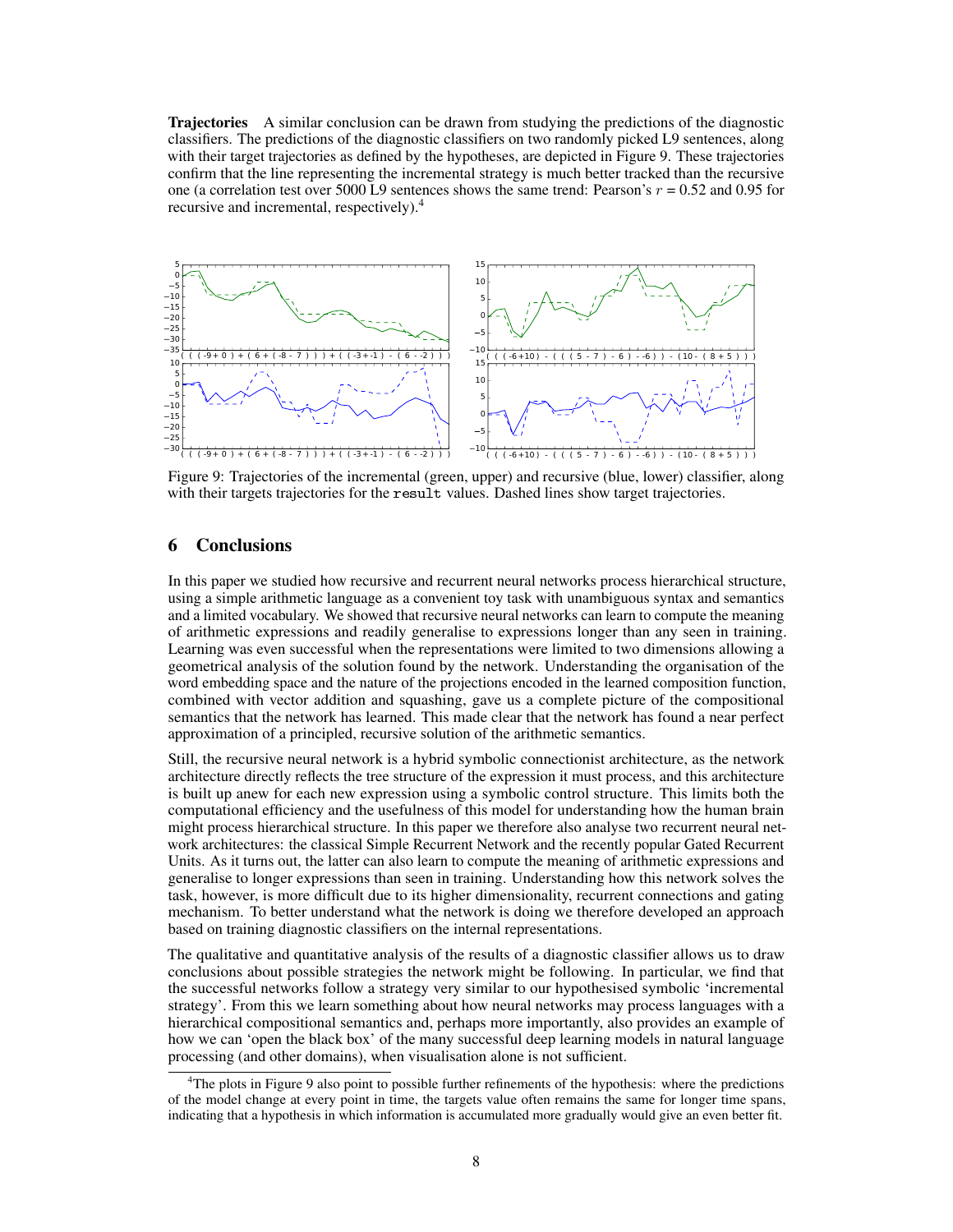**Trajectories** A similar conclusion can be drawn from studying the predictions of the diagnostic classifiers. The predictions of the diagnostic classifiers on two randomly picked L9 sentences, along with their target trajectories as defined by the hypotheses, are depicted in Figure 9. These trajectories confirm that the line representing the incremental strategy is much better tracked than the recursive one (a correlation test over 5000 L9 sentences shows the same trend: Pearson's $r = 0.52$ and $0.95$ for recursive and incremental, respectively).[4]

Figure 9: Trajectories of the incremental (green, upper) and recursive (blue, lower) classifier, along with their targets trajectories for the `result` values. Dashed lines show target trajectories.

## 6 Conclusions

In this paper we studied how recursive and recurrent neural networks process hierarchical structure, using a simple arithmetic language as a convenient toy task with unambiguous syntax and semantics and a limited vocabulary. We showed that recursive neural networks can learn to compute the meaning of arithmetic expressions and readily generalise to expressions longer than any seen in training. Learning was even successful when the representations were limited to two dimensions allowing a geometrical analysis of the solution found by the network. Understanding the organisation of the word embedding space and the nature of the projections encoded in the learned composition function, combined with vector addition and squashing, gave us a complete picture of the compositional semantics that the network has learned. This made clear that the network has found a near perfect approximation of a principled, recursive solution of the arithmetic semantics.

Still, the recursive neural network is a hybrid symbolic connectionist architecture, as the network architecture directly reflects the tree structure of the expression it must process, and this architecture is built up anew for each new expression using a symbolic control structure. This limits both the computational efficiency and the usefulness of this model for understanding how the human brain might process hierarchical structure. In this paper we therefore also analyse two recurrent neural network architectures: the classical Simple Recurrent Network and the recently popular Gated Recurrent Units. As it turns out, the latter can also learn to compute the meaning of arithmetic expressions and generalise to longer expressions than seen in training. Understanding how this network solves the task, however, is more difficult due to its higher dimensionality, recurrent connections and gating mechanism. To better understand what the network is doing we therefore developed an approach based on training diagnostic classifiers on the internal representations.

The qualitative and quantitative analysis of the results of a diagnostic classifier allows us to draw conclusions about possible strategies the network might be following. In particular, we find that the successful networks follow a strategy very similar to our hypothesised symbolic 'incremental strategy'. From this we learn something about how neural networks may process languages with a hierarchical compositional semantics and, perhaps more importantly, also provides an example of how we can 'open the black box' of the many successful deep learning models in natural language processing (and other domains), when visualisation alone is not sufficient.

---

[4] The plots in Figure 9 also point to possible further refinements of the hypothesis: where the predictions of the model change at every point in time, the targets value often remains the same for longer time spans, indicating that a hypothesis in which information is accumulated more gradually would give an even better fit.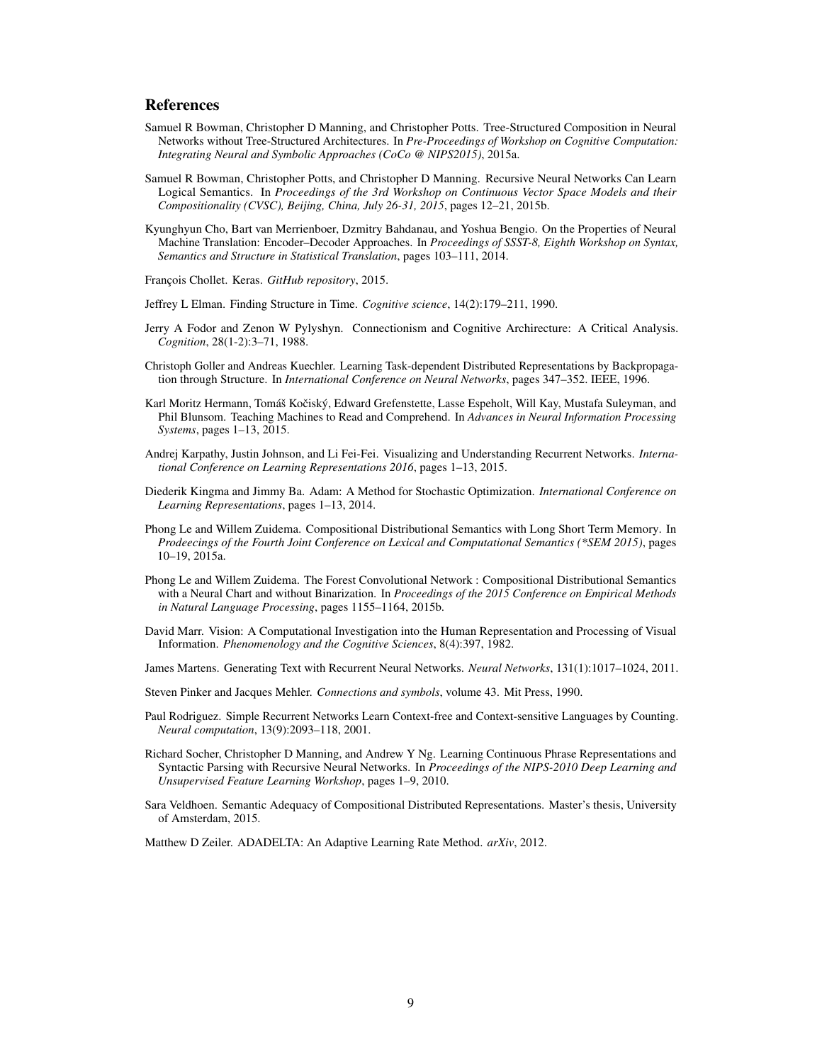## References

Samuel R Bowman, Christopher D Manning, and Christopher Potts. Tree-Structured Composition in Neural Networks without Tree-Structured Architectures. In *Pre-Proceedings of Workshop on Cognitive Computation: Integrating Neural and Symbolic Approaches (CoCo @ NIPS2015)*, 2015a.

Samuel R Bowman, Christopher Potts, and Christopher D Manning. Recursive Neural Networks Can Learn Logical Semantics. In *Proceedings of the 3rd Workshop on Continuous Vector Space Models and their Compositionality (CVSC), Beijing, China, July 26-31, 2015*, pages 12–21, 2015b.

Kyunghyun Cho, Bart van Merrienboer, Dzmitry Bahdanau, and Yoshua Bengio. On the Properties of Neural Machine Translation: Encoder–Decoder Approaches. In *Proceedings of SSST-8, Eighth Workshop on Syntax, Semantics and Structure in Statistical Translation*, pages 103–111, 2014.

François Chollet. Keras. *GitHub repository*, 2015.

Jeffrey L Elman. Finding Structure in Time. *Cognitive science*, 14(2):179–211, 1990.

Jerry A Fodor and Zenon W Pylyshyn. Connectionism and Cognitive Archirecture: A Critical Analysis. *Cognition*, 28(1-2):3–71, 1988.

Christoph Goller and Andreas Kuechler. Learning Task-dependent Distributed Representations by Backpropagation through Structure. In *International Conference on Neural Networks*, pages 347–352. IEEE, 1996.

Karl Moritz Hermann, Tomáš Kočiský, Edward Grefenstette, Lasse Espeholt, Will Kay, Mustafa Suleyman, and Phil Blunsom. Teaching Machines to Read and Comprehend. In *Advances in Neural Information Processing Systems*, pages 1–13, 2015.

Andrej Karpathy, Justin Johnson, and Li Fei-Fei. Visualizing and Understanding Recurrent Networks. *International Conference on Learning Representations 2016*, pages 1–13, 2015.

Diederik Kingma and Jimmy Ba. Adam: A Method for Stochastic Optimization. *International Conference on Learning Representations*, pages 1–13, 2014.

Phong Le and Willem Zuidema. Compositional Distributional Semantics with Long Short Term Memory. In *Prodeecings of the Fourth Joint Conference on Lexical and Computational Semantics (*SEM 2015)*, pages 10–19, 2015a.

Phong Le and Willem Zuidema. The Forest Convolutional Network : Compositional Distributional Semantics with a Neural Chart and without Binarization. In *Proceedings of the 2015 Conference on Empirical Methods in Natural Language Processing*, pages 1155–1164, 2015b.

David Marr. Vision: A Computational Investigation into the Human Representation and Processing of Visual Information. *Phenomenology and the Cognitive Sciences*, 8(4):397, 1982.

James Martens. Generating Text with Recurrent Neural Networks. *Neural Networks*, 131(1):1017–1024, 2011.

Steven Pinker and Jacques Mehler. *Connections and symbols*, volume 43. Mit Press, 1990.

Paul Rodriguez. Simple Recurrent Networks Learn Context-free and Context-sensitive Languages by Counting. *Neural computation*, 13(9):2093–118, 2001.

Richard Socher, Christopher D Manning, and Andrew Y Ng. Learning Continuous Phrase Representations and Syntactic Parsing with Recursive Neural Networks. In *Proceedings of the NIPS-2010 Deep Learning and Unsupervised Feature Learning Workshop*, pages 1–9, 2010.

Sara Veldhoen. Semantic Adequacy of Compositional Distributed Representations. Master's thesis, University of Amsterdam, 2015.

Matthew D Zeiler. ADADELTA: An Adaptive Learning Rate Method. *arXiv*, 2012.